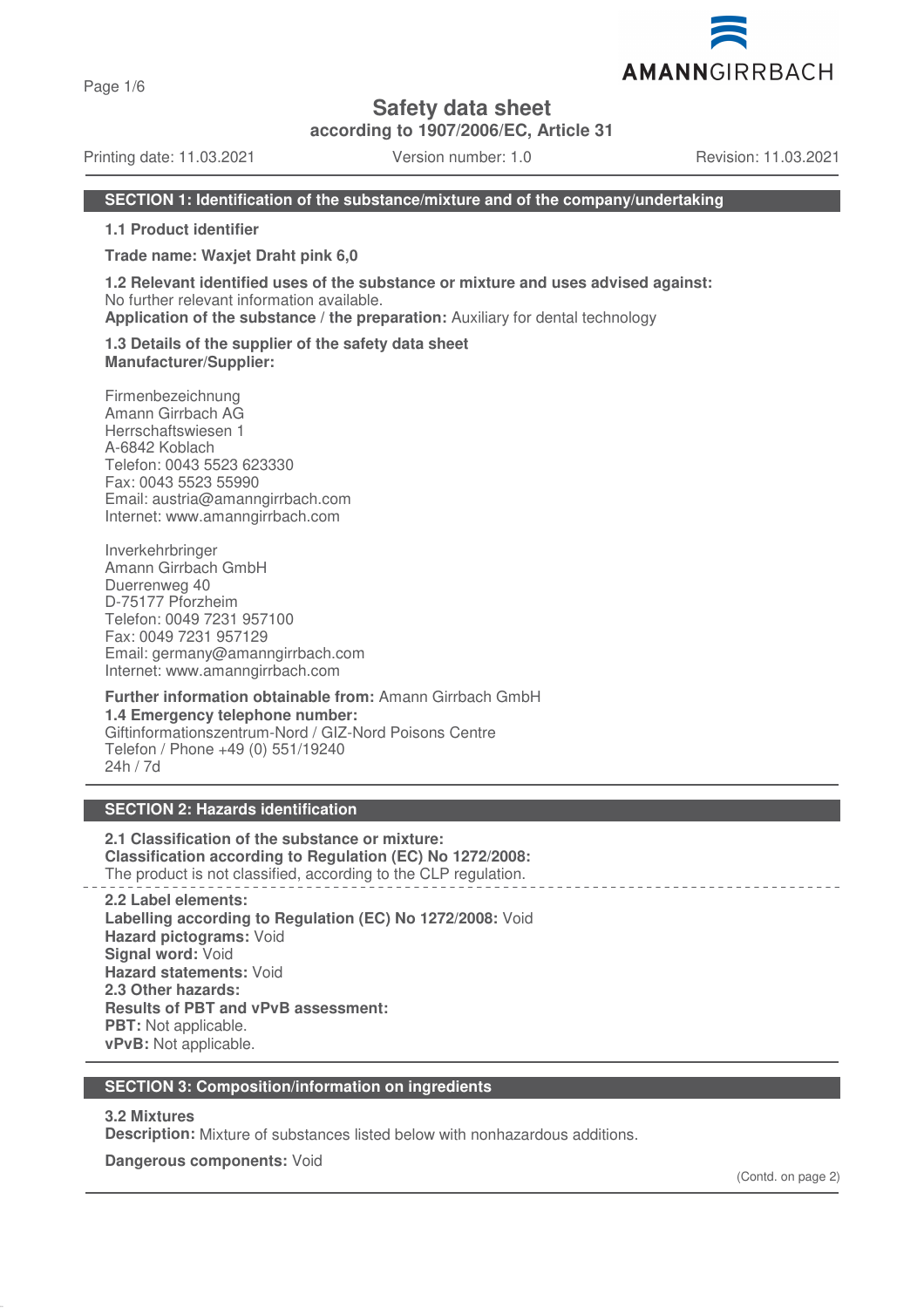# Safety data sheet

**according to 1907/2006/EC, Article 31**

Printing date: 11.03.2021 Version number: 1.0 Revision: 11.03.2021

## SECTION 1: Identification of the substance/mixture and of the company/undertaking

**1.1 Product identifier**

**Trade name: Waxjet Draht pink 6,0**

**1.2 Relevant identified uses of the substance or mixture and uses advised against:**
No further relevant information available.
**Application of the substance / the preparation:** Auxiliary for dental technology

**1.3 Details of the supplier of the safety data sheet**
**Manufacturer/Supplier:**

Firmenbezeichnung
Amann Girrbach AG
Herrschaftswiesen 1
A-6842 Koblach
Telefon: 0043 5523 623330
Fax: 0043 5523 55990
Email: austria@amanngirrbach.com
Internet: www.amanngirrbach.com

Inverkehrbringer
Amann Girrbach GmbH
Duerrenweg 40
D-75177 Pforzheim
Telefon: 0049 7231 957100
Fax: 0049 7231 957129
Email: germany@amanngirrbach.com
Internet: www.amanngirrbach.com

**Further information obtainable from:** Amann Girrbach GmbH
**1.4 Emergency telephone number:**
Giftinformationszentrum-Nord / GIZ-Nord Poisons Centre
Telefon / Phone +49 (0) 551/19240
24h / 7d

## SECTION 2: Hazards identification

**2.1 Classification of the substance or mixture:**
**Classification according to Regulation (EC) No 1272/2008:**
The product is not classified, according to the CLP regulation.

**2.2 Label elements:**
**Labelling according to Regulation (EC) No 1272/2008:** Void
**Hazard pictograms:** Void
**Signal word:** Void
**Hazard statements:** Void
**2.3 Other hazards:**
**Results of PBT and vPvB assessment:**
**PBT:** Not applicable.
**vPvB:** Not applicable.

## SECTION 3: Composition/information on ingredients

**3.2 Mixtures**
**Description:** Mixture of substances listed below with nonhazardous additions.

**Dangerous components:** Void

(Contd. on page 2)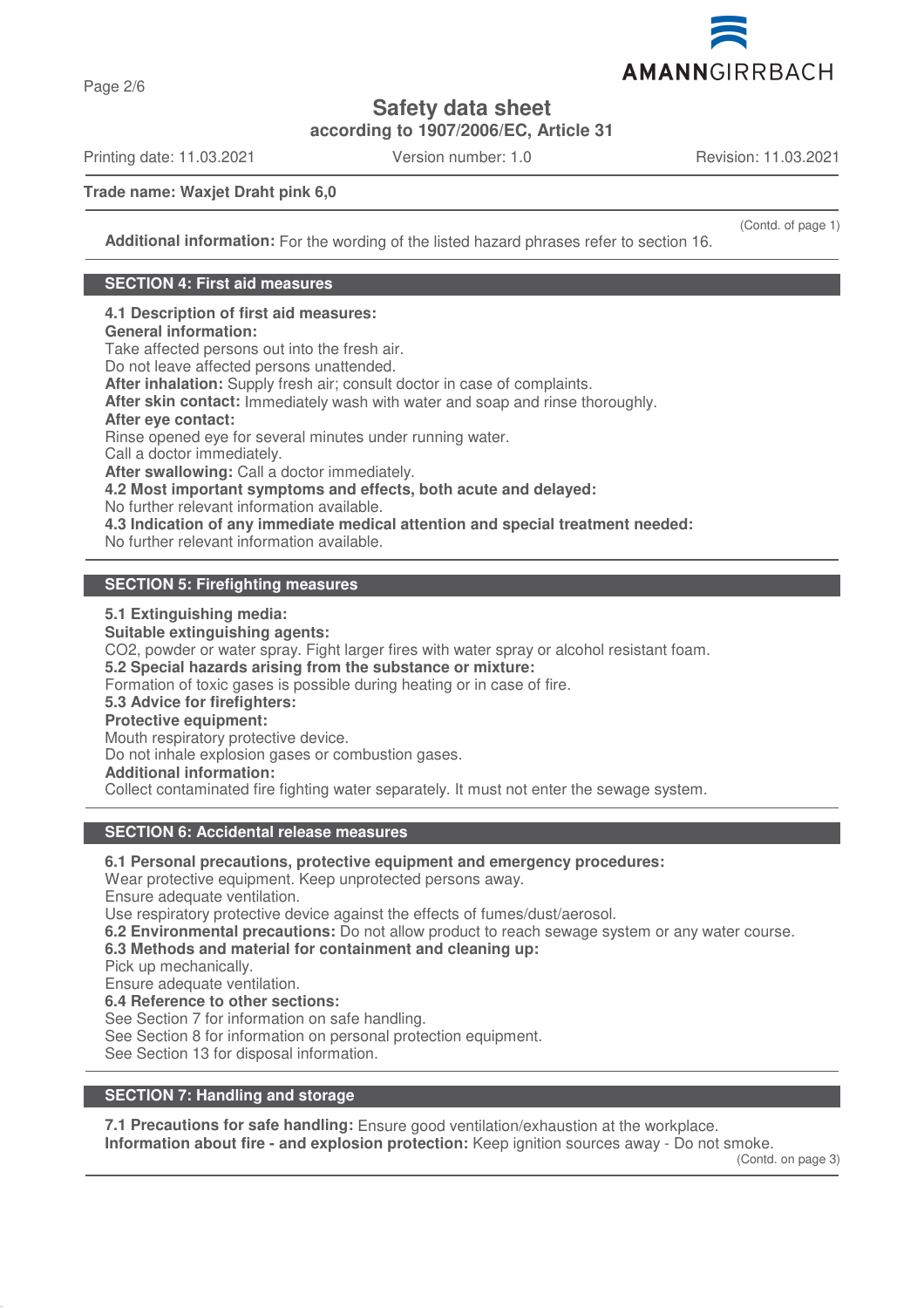**Safety data sheet**

**according to 1907/2006/EC, Article 31**

Printing date: 11.03.2021 Version number: 1.0 Revision: 11.03.2021

**Trade name: Waxjet Draht pink 6,0**

(Contd. of page 1)

**Additional information:** For the wording of the listed hazard phrases refer to section 16.

## SECTION 4: First aid measures

**4.1 Description of first aid measures:**
**General information:**
Take affected persons out into the fresh air.
Do not leave affected persons unattended.
**After inhalation:** Supply fresh air; consult doctor in case of complaints.
**After skin contact:** Immediately wash with water and soap and rinse thoroughly.
**After eye contact:**
Rinse opened eye for several minutes under running water.
Call a doctor immediately.
**After swallowing:** Call a doctor immediately.
**4.2 Most important symptoms and effects, both acute and delayed:**
No further relevant information available.
**4.3 Indication of any immediate medical attention and special treatment needed:**
No further relevant information available.

## SECTION 5: Firefighting measures

**5.1 Extinguishing media:**
**Suitable extinguishing agents:**
$CO_2$, powder or water spray. Fight larger fires with water spray or alcohol resistant foam.
**5.2 Special hazards arising from the substance or mixture:**
Formation of toxic gases is possible during heating or in case of fire.
**5.3 Advice for firefighters:**
**Protective equipment:**
Mouth respiratory protective device.
Do not inhale explosion gases or combustion gases.
**Additional information:**
Collect contaminated fire fighting water separately. It must not enter the sewage system.

## SECTION 6: Accidental release measures

**6.1 Personal precautions, protective equipment and emergency procedures:**
Wear protective equipment. Keep unprotected persons away.
Ensure adequate ventilation.
Use respiratory protective device against the effects of fumes/dust/aerosol.
**6.2 Environmental precautions:** Do not allow product to reach sewage system or any water course.
**6.3 Methods and material for containment and cleaning up:**
Pick up mechanically.
Ensure adequate ventilation.
**6.4 Reference to other sections:**
See Section 7 for information on safe handling.
See Section 8 for information on personal protection equipment.
See Section 13 for disposal information.

## SECTION 7: Handling and storage

**7.1 Precautions for safe handling:** Ensure good ventilation/exhaustion at the workplace.
**Information about fire - and explosion protection:** Keep ignition sources away - Do not smoke.

(Contd. on page 3)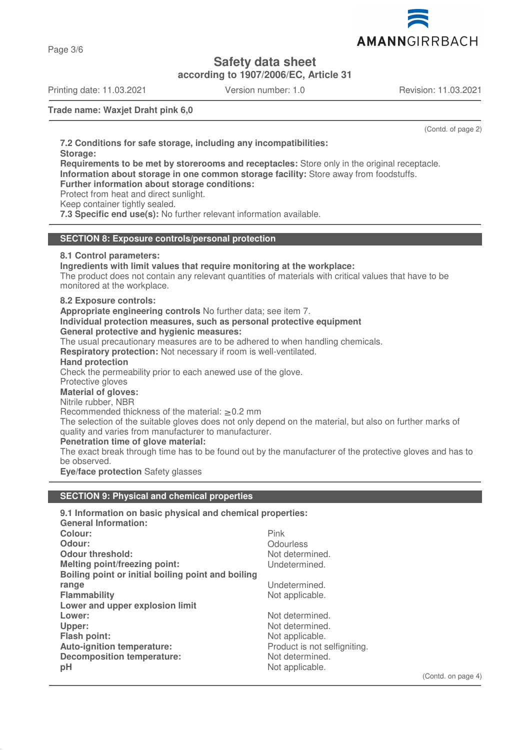(Contd. of page 2)

**7.2 Conditions for safe storage, including any incompatibilities:**
**Storage:**
**Requirements to be met by storerooms and receptacles:** Store only in the original receptacle.
**Information about storage in one common storage facility:** Store away from foodstuffs.
**Further information about storage conditions:**
Protect from heat and direct sunlight.
Keep container tightly sealed.
**7.3 Specific end use(s):** No further relevant information available.

## SECTION 8: Exposure controls/personal protection

**8.1 Control parameters:**
**Ingredients with limit values that require monitoring at the workplace:**
The product does not contain any relevant quantities of materials with critical values that have to be monitored at the workplace.

**8.2 Exposure controls:**
**Appropriate engineering controls** No further data; see item 7.
**Individual protection measures, such as personal protective equipment**
**General protective and hygienic measures:**
The usual precautionary measures are to be adhered to when handling chemicals.
**Respiratory protection:** Not necessary if room is well-ventilated.
**Hand protection**
Check the permeability prior to each anewed use of the glove.
Protective gloves
**Material of gloves:**
Nitrile rubber, NBR
Recommended thickness of the material: $\geq$0.2 mm
The selection of the suitable gloves does not only depend on the material, but also on further marks of quality and varies from manufacturer to manufacturer.
**Penetration time of glove material:**
The exact break through time has to be found out by the manufacturer of the protective gloves and has to be observed.
**Eye/face protection** Safety glasses

## SECTION 9: Physical and chemical properties

**9.1 Information on basic physical and chemical properties:**
**General Information:**

| | |
|---|---|
| **Colour:** | Pink |
| **Odour:** | Odourless |
| **Odour threshold:** | Not determined. |
| **Melting point/freezing point:** | Undetermined. |
| **Boiling point or initial boiling point and boiling range** | Undetermined. |
| **Flammability** | Not applicable. |
| **Lower and upper explosion limit** | |
| **Lower:** | Not determined. |
| **Upper:** | Not determined. |
| **Flash point:** | Not applicable. |
| **Auto-ignition temperature:** | Product is not selfigniting. |
| **Decomposition temperature:** | Not determined. |
| **pH** | Not applicable. |

(Contd. on page 4)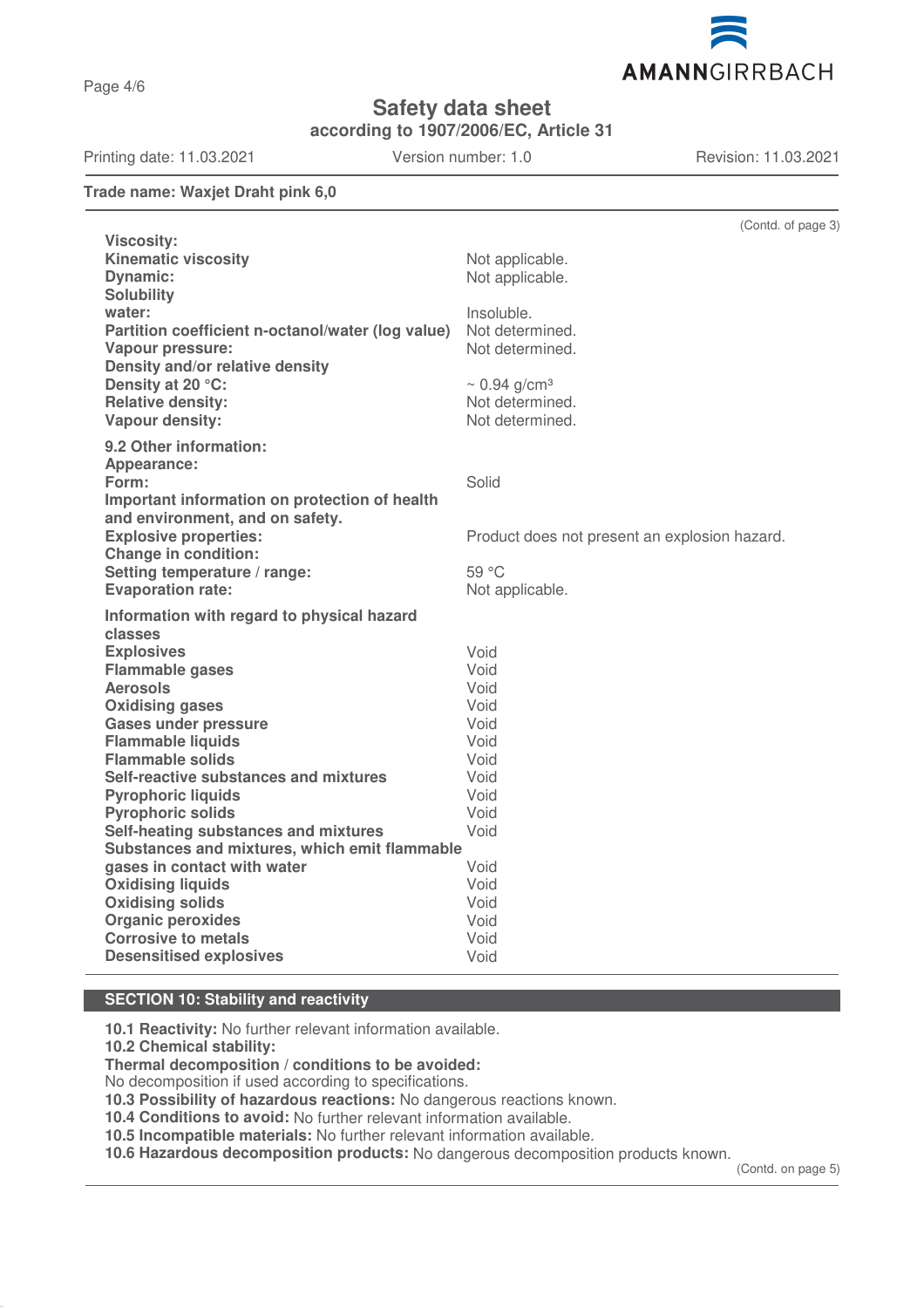**Trade name: Waxjet Draht pink 6,0**

(Contd. of page 3)

| | |
|---|---|
| **Viscosity:** | |
| **Kinematic viscosity** | Not applicable. |
| **Dynamic:** | Not applicable. |
| **Solubility** | |
| **water:** | Insoluble. |
| **Partition coefficient n-octanol/water (log value)** | Not determined. |
| **Vapour pressure:** | Not determined. |
| **Density and/or relative density** | |
| **Density at 20 °C:** | ~ 0.94 g/cm³ |
| **Relative density:** | Not determined. |
| **Vapour density:** | Not determined. |
| **9.2 Other information:** | |
| **Appearance:** | |
| **Form:** | Solid |
| **Important information on protection of health and environment, and on safety.** | |
| **Explosive properties:** | Product does not present an explosion hazard. |
| **Change in condition:** | |
| **Setting temperature / range:** | 59 °C |
| **Evaporation rate:** | Not applicable. |
| **Information with regard to physical hazard classes** | |
| **Explosives** | Void |
| **Flammable gases** | Void |
| **Aerosols** | Void |
| **Oxidising gases** | Void |
| **Gases under pressure** | Void |
| **Flammable liquids** | Void |
| **Flammable solids** | Void |
| **Self-reactive substances and mixtures** | Void |
| **Pyrophoric liquids** | Void |
| **Pyrophoric solids** | Void |
| **Self-heating substances and mixtures** | Void |
| **Substances and mixtures, which emit flammable gases in contact with water** | Void |
| **Oxidising liquids** | Void |
| **Oxidising solids** | Void |
| **Organic peroxides** | Void |
| **Corrosive to metals** | Void |
| **Desensitised explosives** | Void |

## SECTION 10: Stability and reactivity

**10.1 Reactivity:** No further relevant information available.
**10.2 Chemical stability:**
**Thermal decomposition / conditions to be avoided:**
No decomposition if used according to specifications.
**10.3 Possibility of hazardous reactions:** No dangerous reactions known.
**10.4 Conditions to avoid:** No further relevant information available.
**10.5 Incompatible materials:** No further relevant information available.
**10.6 Hazardous decomposition products:** No dangerous decomposition products known.

(Contd. on page 5)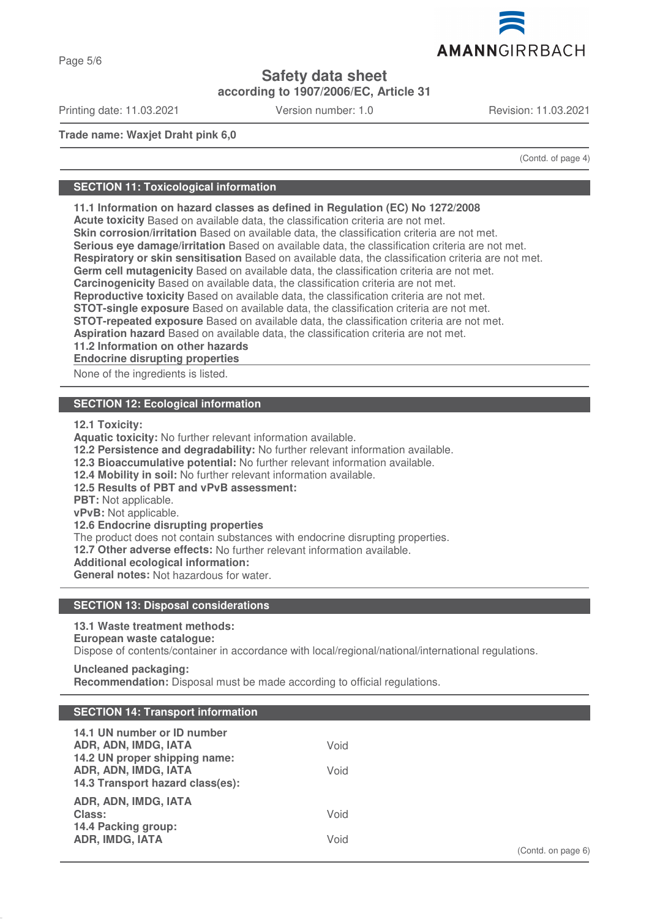Trade name: Waxjet Draht pink 6,0

(Contd. of page 4)

## SECTION 11: Toxicological information

**11.1 Information on hazard classes as defined in Regulation (EC) No 1272/2008**
**Acute toxicity** Based on available data, the classification criteria are not met.
**Skin corrosion/irritation** Based on available data, the classification criteria are not met.
**Serious eye damage/irritation** Based on available data, the classification criteria are not met.
**Respiratory or skin sensitisation** Based on available data, the classification criteria are not met.
**Germ cell mutagenicity** Based on available data, the classification criteria are not met.
**Carcinogenicity** Based on available data, the classification criteria are not met.
**Reproductive toxicity** Based on available data, the classification criteria are not met.
**STOT-single exposure** Based on available data, the classification criteria are not met.
**STOT-repeated exposure** Based on available data, the classification criteria are not met.
**Aspiration hazard** Based on available data, the classification criteria are not met.
**11.2 Information on other hazards**
**Endocrine disrupting properties**

None of the ingredients is listed.

## SECTION 12: Ecological information

**12.1 Toxicity:**
**Aquatic toxicity:** No further relevant information available.
**12.2 Persistence and degradability:** No further relevant information available.
**12.3 Bioaccumulative potential:** No further relevant information available.
**12.4 Mobility in soil:** No further relevant information available.
**12.5 Results of PBT and vPvB assessment:**
**PBT:** Not applicable.
**vPvB:** Not applicable.
**12.6 Endocrine disrupting properties**
The product does not contain substances with endocrine disrupting properties.
**12.7 Other adverse effects:** No further relevant information available.
**Additional ecological information:**
**General notes:** Not hazardous for water.

## SECTION 13: Disposal considerations

**13.1 Waste treatment methods:**
**European waste catalogue:**
Dispose of contents/container in accordance with local/regional/national/international regulations.

**Uncleaned packaging:**
**Recommendation:** Disposal must be made according to official regulations.

## SECTION 14: Transport information

| | |
|---|---|
| **14.1 UN number or ID number** | |
| **ADR, ADN, IMDG, IATA** | Void |
| **14.2 UN proper shipping name:** | |
| **ADR, ADN, IMDG, IATA** | Void |
| **14.3 Transport hazard class(es):** | |
| **ADR, ADN, IMDG, IATA** | |
| **Class:** | Void |
| **14.4 Packing group:** | |
| **ADR, IMDG, IATA** | Void |

(Contd. on page 6)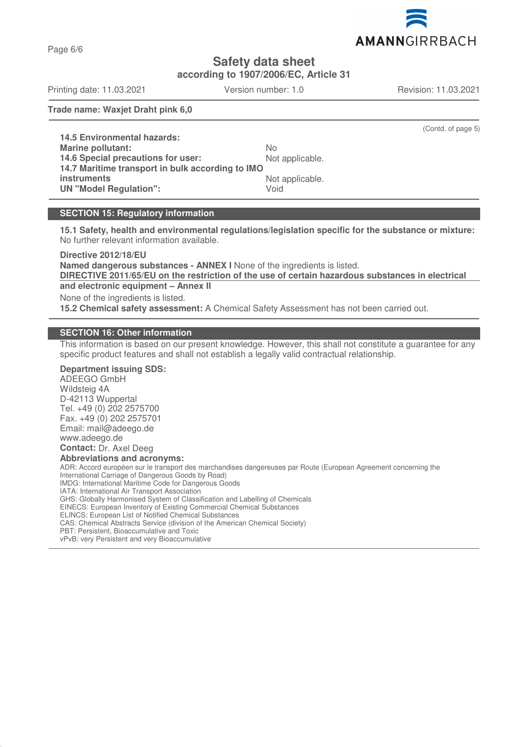## Safety data sheet

according to 1907/2006/EC, Article 31

Printing date: 11.03.2021 | Version number: 1.0 | Revision: 11.03.2021

**Trade name: Waxjet Draht pink 6,0**

(Contd. of page 5)

**14.5 Environmental hazards:**

**Marine pollutant:** No

**14.6 Special precautions for user:** Not applicable.

**14.7 Maritime transport in bulk according to IMO instruments** Not applicable.

**UN "Model Regulation":** Void

### SECTION 15: Regulatory information

**15.1 Safety, health and environmental regulations/legislation specific for the substance or mixture:**
No further relevant information available.

**Directive 2012/18/EU**

**Named dangerous substances - ANNEX I** None of the ingredients is listed.

**DIRECTIVE 2011/65/EU on the restriction of the use of certain hazardous substances in electrical and electronic equipment – Annex II**

None of the ingredients is listed.

**15.2 Chemical safety assessment:** A Chemical Safety Assessment has not been carried out.

### SECTION 16: Other information

This information is based on our present knowledge. However, this shall not constitute a guarantee for any specific product features and shall not establish a legally valid contractual relationship.

**Department issuing SDS:**
ADEEGO GmbH
Wildsteig 4A
D-42113 Wuppertal
Tel. +49 (0) 202 2575700
Fax. +49 (0) 202 2575701
Email: mail@adeego.de
www.adeego.de

**Contact:** Dr. Axel Deeg

**Abbreviations and acronyms:**
ADR: Accord européen sur le transport des marchandises dangereuses par Route (European Agreement concerning the International Carriage of Dangerous Goods by Road)
IMDG: International Maritime Code for Dangerous Goods
IATA: International Air Transport Association
GHS: Globally Harmonised System of Classification and Labelling of Chemicals
EINECS: European Inventory of Existing Commercial Chemical Substances
ELINCS: European List of Notified Chemical Substances
CAS: Chemical Abstracts Service (division of the American Chemical Society)
PBT: Persistent, Bioaccumulative and Toxic
vPvB: very Persistent and very Bioaccumulative